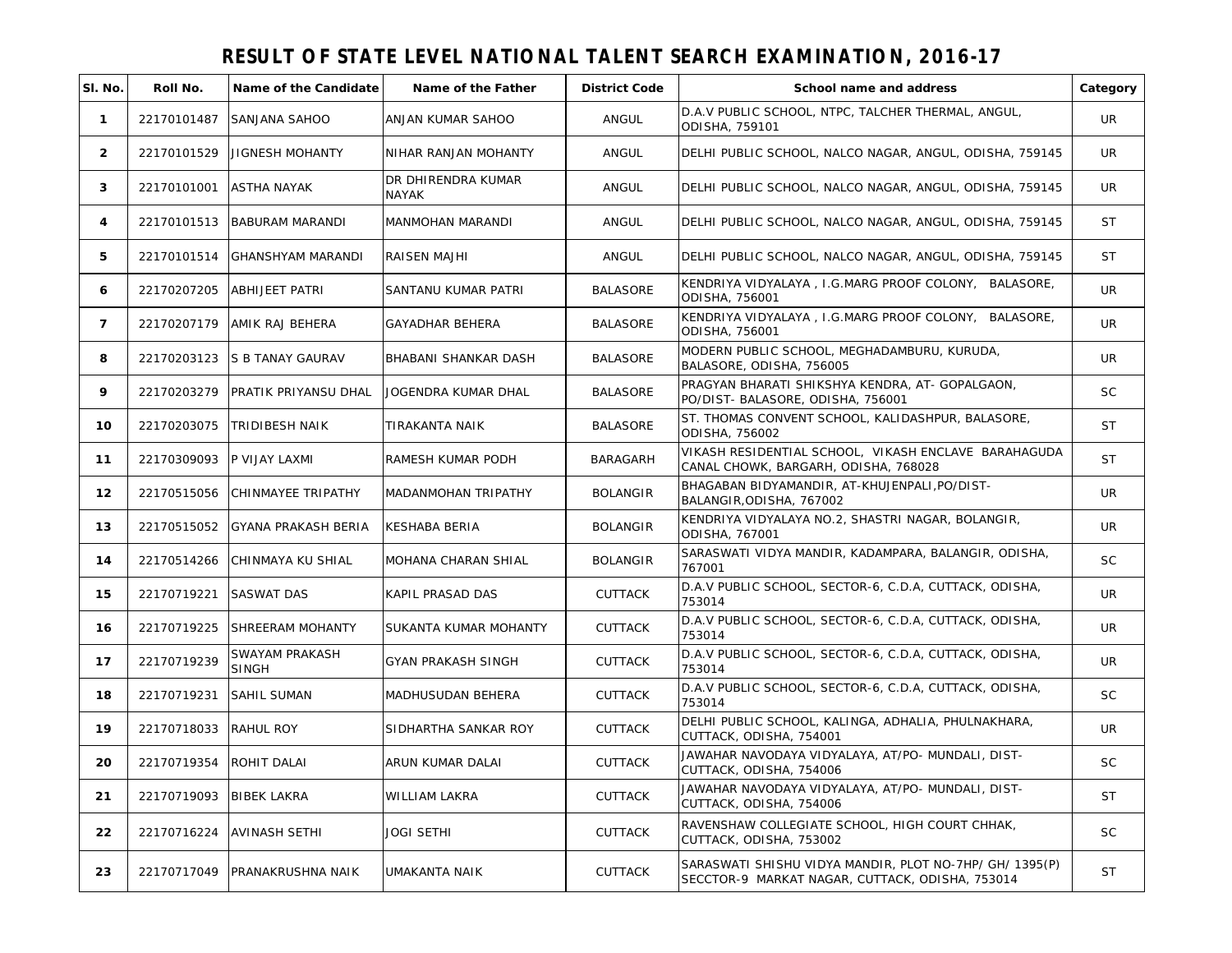# RESULT OF STATE LEVEL NATIONAL TALENT SEARCH EXAMINATION, 2016-17

| Sl. No. | Roll No. | Name of the Candidate | Name of the Father | District Code | School name and address | Category |
|---|---|---|---|---|---|---|
| 1 | 22170101487 | SANJANA SAHOO | ANJAN KUMAR SAHOO | ANGUL | D.A.V PUBLIC SCHOOL, NTPC, TALCHER THERMAL, ANGUL, ODISHA, 759101 | UR |
| 2 | 22170101529 | JIGNESH MOHANTY | NIHAR RANJAN MOHANTY | ANGUL | DELHI PUBLIC SCHOOL, NALCO NAGAR, ANGUL, ODISHA, 759145 | UR |
| 3 | 22170101001 | ASTHA NAYAK | DR DHIRENDRA KUMAR NAYAK | ANGUL | DELHI PUBLIC SCHOOL, NALCO NAGAR, ANGUL, ODISHA, 759145 | UR |
| 4 | 22170101513 | BABURAM MARANDI | MANMOHAN MARANDI | ANGUL | DELHI PUBLIC SCHOOL, NALCO NAGAR, ANGUL, ODISHA, 759145 | ST |
| 5 | 22170101514 | GHANSHYAM MARANDI | RAISEN MAJHI | ANGUL | DELHI PUBLIC SCHOOL, NALCO NAGAR, ANGUL, ODISHA, 759145 | ST |
| 6 | 22170207205 | ABHIJEET PATRI | SANTANU KUMAR PATRI | BALASORE | KENDRIYA VIDYALAYA , I.G.MARG PROOF COLONY, BALASORE, ODISHA, 756001 | UR |
| 7 | 22170207179 | AMIK RAJ BEHERA | GAYADHAR BEHERA | BALASORE | KENDRIYA VIDYALAYA , I.G.MARG PROOF COLONY, BALASORE, ODISHA, 756001 | UR |
| 8 | 22170203123 | S B TANAY GAURAV | BHABANI SHANKAR DASH | BALASORE | MODERN PUBLIC SCHOOL, MEGHADAMBURU, KURUDA, BALASORE, ODISHA, 756005 | UR |
| 9 | 22170203279 | PRATIK PRIYANSU DHAL | JOGENDRA KUMAR DHAL | BALASORE | PRAGYAN BHARATI SHIKSHYA KENDRA, AT- GOPALGAON, PO/DIST- BALASORE, ODISHA, 756001 | SC |
| 10 | 22170203075 | TRIDIBESH NAIK | TIRAKANTA NAIK | BALASORE | ST. THOMAS CONVENT SCHOOL, KALIDASHPUR, BALASORE, ODISHA, 756002 | ST |
| 11 | 22170309093 | P VIJAY LAXMI | RAMESH KUMAR PODH | BARAGARH | VIKASH RESIDENTIAL SCHOOL, VIKASH ENCLAVE BARAHAGUDA CANAL CHOWK, BARGARH, ODISHA, 768028 | ST |
| 12 | 22170515056 | CHINMAYEE TRIPATHY | MADANMOHAN TRIPATHY | BOLANGIR | BHAGABAN BIDYAMANDIR, AT-KHUJENPALI,PO/DIST-BALANGIR,ODISHA, 767002 | UR |
| 13 | 22170515052 | GYANA PRAKASH BERIA | KESHABA BERIA | BOLANGIR | KENDRIYA VIDYALAYA NO.2, SHASTRI NAGAR, BOLANGIR, ODISHA, 767001 | UR |
| 14 | 22170514266 | CHINMAYA KU SHIAL | MOHANA CHARAN SHIAL | BOLANGIR | SARASWATI VIDYA MANDIR, KADAMPARA, BALANGIR, ODISHA, 767001 | SC |
| 15 | 22170719221 | SASWAT DAS | KAPIL PRASAD DAS | CUTTACK | D.A.V PUBLIC SCHOOL, SECTOR-6, C.D.A, CUTTACK, ODISHA, 753014 | UR |
| 16 | 22170719225 | SHREERAM MOHANTY | SUKANTA KUMAR MOHANTY | CUTTACK | D.A.V PUBLIC SCHOOL, SECTOR-6, C.D.A, CUTTACK, ODISHA, 753014 | UR |
| 17 | 22170719239 | SWAYAM PRAKASH SINGH | GYAN PRAKASH SINGH | CUTTACK | D.A.V PUBLIC SCHOOL, SECTOR-6, C.D.A, CUTTACK, ODISHA, 753014 | UR |
| 18 | 22170719231 | SAHIL SUMAN | MADHUSUDAN BEHERA | CUTTACK | D.A.V PUBLIC SCHOOL, SECTOR-6, C.D.A, CUTTACK, ODISHA, 753014 | SC |
| 19 | 22170718033 | RAHUL ROY | SIDHARTHA SANKAR ROY | CUTTACK | DELHI PUBLIC SCHOOL, KALINGA, ADHALIA, PHULNAKHARA, CUTTACK, ODISHA, 754001 | UR |
| 20 | 22170719354 | ROHIT DALAI | ARUN KUMAR DALAI | CUTTACK | JAWAHAR NAVODAYA VIDYALAYA, AT/PO- MUNDALI, DIST-CUTTACK, ODISHA, 754006 | SC |
| 21 | 22170719093 | BIBEK LAKRA | WILLIAM LAKRA | CUTTACK | JAWAHAR NAVODAYA VIDYALAYA, AT/PO- MUNDALI, DIST-CUTTACK, ODISHA, 754006 | ST |
| 22 | 22170716224 | AVINASH SETHI | JOGI SETHI | CUTTACK | RAVENSHAW COLLEGIATE SCHOOL, HIGH COURT CHHAK, CUTTACK, ODISHA, 753002 | SC |
| 23 | 22170717049 | PRANAKRUSHNA NAIK | UMAKANTA NAIK | CUTTACK | SARASWATI SHISHU VIDYA MANDIR, PLOT NO-7HP/ GH/ 1395(P) SECCTOR-9 MARKAT NAGAR, CUTTACK, ODISHA, 753014 | ST |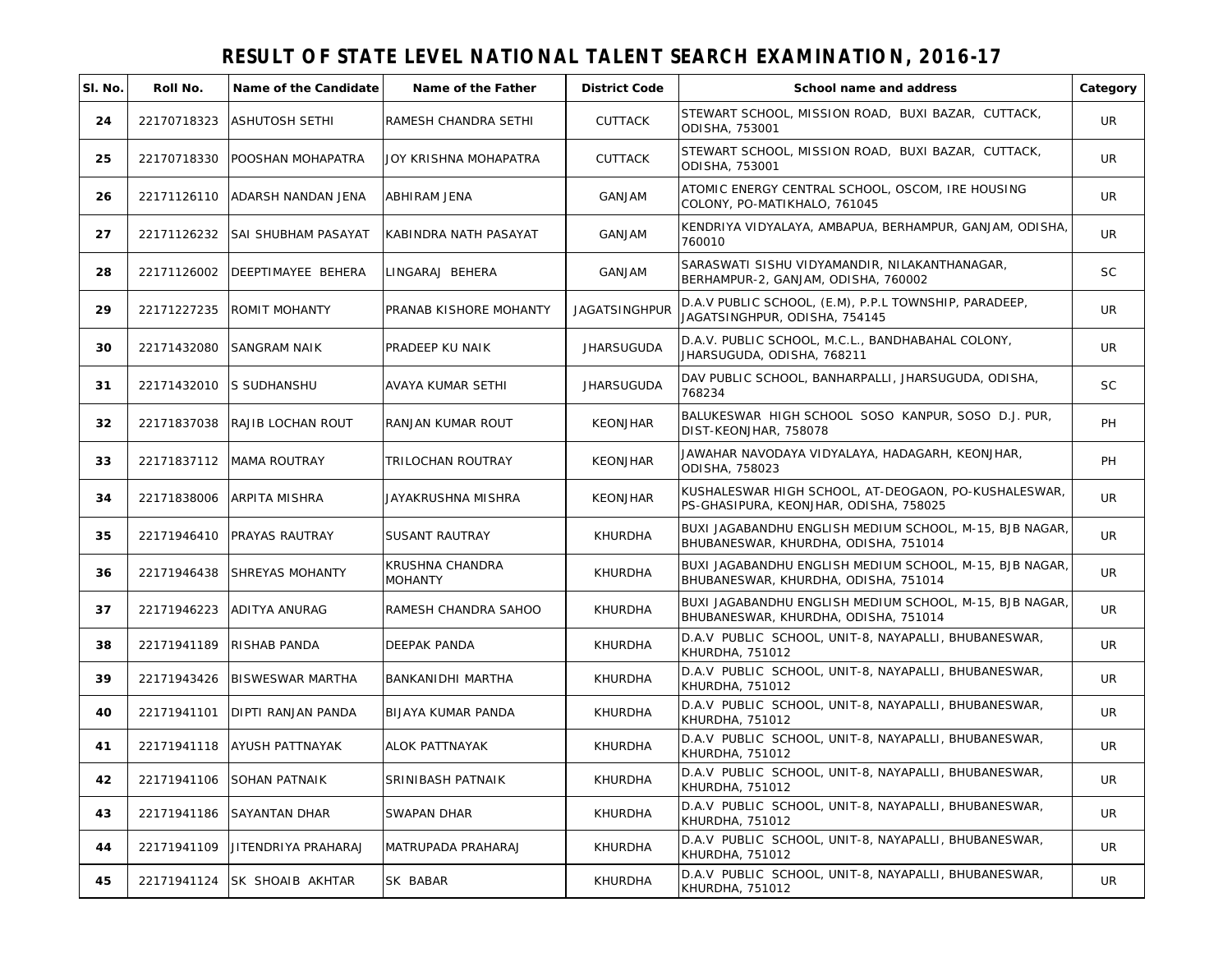# RESULT OF STATE LEVEL NATIONAL TALENT SEARCH EXAMINATION, 2016-17

| Sl. No. | Roll No. | Name of the Candidate | Name of the Father | District Code | School name and address | Category |
|---|---|---|---|---|---|---|
| 24 | 22170718323 | ASHUTOSH SETHI | RAMESH CHANDRA SETHI | CUTTACK | STEWART SCHOOL, MISSION ROAD, BUXI BAZAR, CUTTACK, ODISHA, 753001 | UR |
| 25 | 22170718330 | POOSHAN MOHAPATRA | JOY KRISHNA MOHAPATRA | CUTTACK | STEWART SCHOOL, MISSION ROAD, BUXI BAZAR, CUTTACK, ODISHA, 753001 | UR |
| 26 | 22171126110 | ADARSH NANDAN JENA | ABHIRAM JENA | GANJAM | ATOMIC ENERGY CENTRAL SCHOOL, OSCOM, IRE HOUSING COLONY, PO-MATIKHALO, 761045 | UR |
| 27 | 22171126232 | SAI SHUBHAM PASAYAT | KABINDRA NATH PASAYAT | GANJAM | KENDRIYA VIDYALAYA, AMBAPUA, BERHAMPUR, GANJAM, ODISHA, 760010 | UR |
| 28 | 22171126002 | DEEPTIMAYEE BEHERA | LINGARAJ BEHERA | GANJAM | SARASWATI SISHU VIDYAMANDIR, NILAKANTHANAGAR, BERHAMPUR-2, GANJAM, ODISHA, 760002 | SC |
| 29 | 22171227235 | ROMIT MOHANTY | PRANAB KISHORE MOHANTY | JAGATSINGHPUR | D.A.V PUBLIC SCHOOL, (E.M), P.P.L TOWNSHIP, PARADEEP, JAGATSINGHPUR, ODISHA, 754145 | UR |
| 30 | 22171432080 | SANGRAM NAIK | PRADEEP KU NAIK | JHARSUGUDA | D.A.V. PUBLIC SCHOOL, M.C.L., BANDHABAHAL COLONY, JHARSUGUDA, ODISHA, 768211 | UR |
| 31 | 22171432010 | S SUDHANSHU | AVAYA KUMAR SETHI | JHARSUGUDA | DAV PUBLIC SCHOOL, BANHARPALLI, JHARSUGUDA, ODISHA, 768234 | SC |
| 32 | 22171837038 | RAJIB LOCHAN ROUT | RANJAN KUMAR ROUT | KEONJHAR | BALUKESWAR HIGH SCHOOL SOSO KANPUR, SOSO D.J. PUR, DIST-KEONJHAR, 758078 | PH |
| 33 | 22171837112 | MAMA ROUTRAY | TRILOCHAN ROUTRAY | KEONJHAR | JAWAHAR NAVODAYA VIDYALAYA, HADAGARH, KEONJHAR, ODISHA, 758023 | PH |
| 34 | 22171838006 | ARPITA MISHRA | JAYAKRUSHNA MISHRA | KEONJHAR | KUSHALESWAR HIGH SCHOOL, AT-DEOGAON, PO-KUSHALESWAR, PS-GHASIPURA, KEONJHAR, ODISHA, 758025 | UR |
| 35 | 22171946410 | PRAYAS RAUTRAY | SUSANT RAUTRAY | KHURDHA | BUXI JAGABANDHU ENGLISH MEDIUM SCHOOL, M-15, BJB NAGAR, BHUBANESWAR, KHURDHA, ODISHA, 751014 | UR |
| 36 | 22171946438 | SHREYAS MOHANTY | KRUSHNA CHANDRA MOHANTY | KHURDHA | BUXI JAGABANDHU ENGLISH MEDIUM SCHOOL, M-15, BJB NAGAR, BHUBANESWAR, KHURDHA, ODISHA, 751014 | UR |
| 37 | 22171946223 | ADITYA ANURAG | RAMESH CHANDRA SAHOO | KHURDHA | BUXI JAGABANDHU ENGLISH MEDIUM SCHOOL, M-15, BJB NAGAR, BHUBANESWAR, KHURDHA, ODISHA, 751014 | UR |
| 38 | 22171941189 | RISHAB PANDA | DEEPAK PANDA | KHURDHA | D.A.V PUBLIC SCHOOL, UNIT-8, NAYAPALLI, BHUBANESWAR, KHURDHA, 751012 | UR |
| 39 | 22171943426 | BISWESWAR MARTHA | BANKANIDHI MARTHA | KHURDHA | D.A.V PUBLIC SCHOOL, UNIT-8, NAYAPALLI, BHUBANESWAR, KHURDHA, 751012 | UR |
| 40 | 22171941101 | DIPTI RANJAN PANDA | BIJAYA KUMAR PANDA | KHURDHA | D.A.V PUBLIC SCHOOL, UNIT-8, NAYAPALLI, BHUBANESWAR, KHURDHA, 751012 | UR |
| 41 | 22171941118 | AYUSH PATTNAYAK | ALOK PATTNAYAK | KHURDHA | D.A.V PUBLIC SCHOOL, UNIT-8, NAYAPALLI, BHUBANESWAR, KHURDHA, 751012 | UR |
| 42 | 22171941106 | SOHAN PATNAIK | SRINIBASH PATNAIK | KHURDHA | D.A.V PUBLIC SCHOOL, UNIT-8, NAYAPALLI, BHUBANESWAR, KHURDHA, 751012 | UR |
| 43 | 22171941186 | SAYANTAN DHAR | SWAPAN DHAR | KHURDHA | D.A.V PUBLIC SCHOOL, UNIT-8, NAYAPALLI, BHUBANESWAR, KHURDHA, 751012 | UR |
| 44 | 22171941109 | JITENDRIYA PRAHARAJ | MATRUPADA PRAHARAJ | KHURDHA | D.A.V PUBLIC SCHOOL, UNIT-8, NAYAPALLI, BHUBANESWAR, KHURDHA, 751012 | UR |
| 45 | 22171941124 | SK SHOAIB AKHTAR | SK BABAR | KHURDHA | D.A.V PUBLIC SCHOOL, UNIT-8, NAYAPALLI, BHUBANESWAR, KHURDHA, 751012 | UR |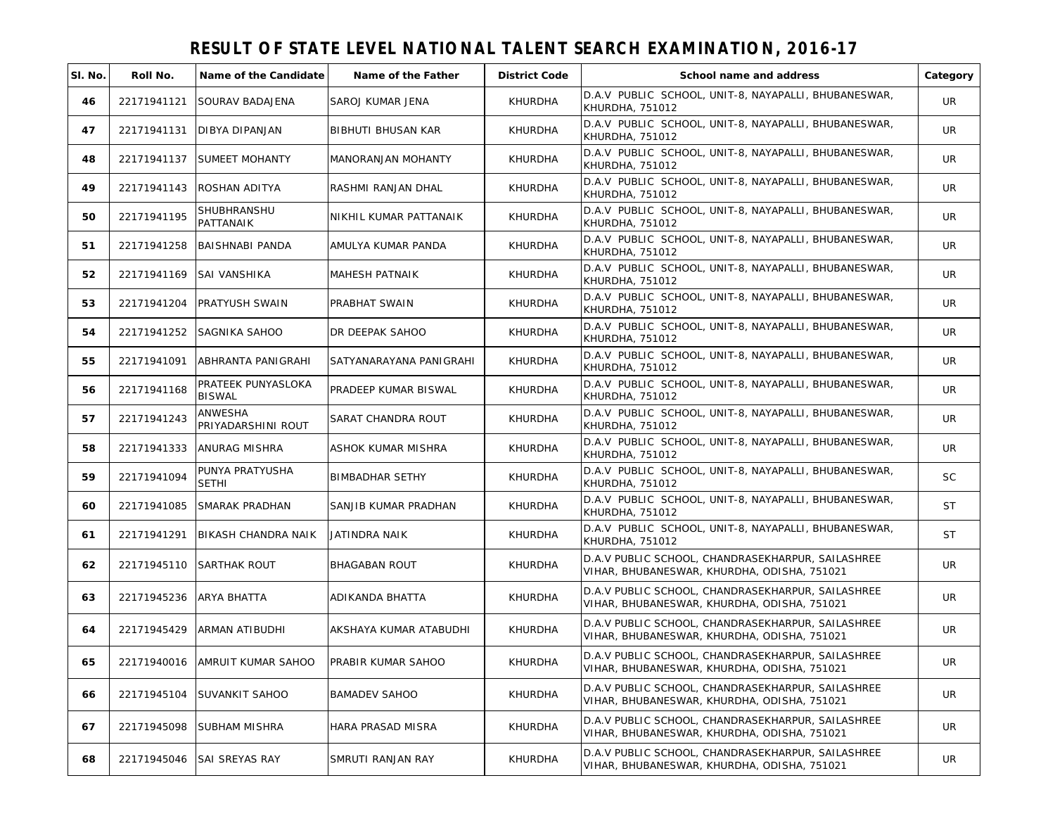# RESULT OF STATE LEVEL NATIONAL TALENT SEARCH EXAMINATION, 2016-17

| Sl. No. | Roll No. | Name of the Candidate | Name of the Father | District Code | School name and address | Category |
|---|---|---|---|---|---|---|
| 46 | 22171941121 | SOURAV BADAJENA | SAROJ KUMAR JENA | KHURDHA | D.A.V PUBLIC SCHOOL, UNIT-8, NAYAPALLI, BHUBANESWAR, KHURDHA, 751012 | UR |
| 47 | 22171941131 | DIBYA DIPANJAN | BIBHUTI BHUSAN KAR | KHURDHA | D.A.V PUBLIC SCHOOL, UNIT-8, NAYAPALLI, BHUBANESWAR, KHURDHA, 751012 | UR |
| 48 | 22171941137 | SUMEET MOHANTY | MANORANJAN MOHANTY | KHURDHA | D.A.V PUBLIC SCHOOL, UNIT-8, NAYAPALLI, BHUBANESWAR, KHURDHA, 751012 | UR |
| 49 | 22171941143 | ROSHAN ADITYA | RASHMI RANJAN DHAL | KHURDHA | D.A.V PUBLIC SCHOOL, UNIT-8, NAYAPALLI, BHUBANESWAR, KHURDHA, 751012 | UR |
| 50 | 22171941195 | SHUBHRANSHU PATTANAIK | NIKHIL KUMAR PATTANAIK | KHURDHA | D.A.V PUBLIC SCHOOL, UNIT-8, NAYAPALLI, BHUBANESWAR, KHURDHA, 751012 | UR |
| 51 | 22171941258 | BAISHNABI PANDA | AMULYA KUMAR PANDA | KHURDHA | D.A.V PUBLIC SCHOOL, UNIT-8, NAYAPALLI, BHUBANESWAR, KHURDHA, 751012 | UR |
| 52 | 22171941169 | SAI VANSHIKA | MAHESH PATNAIK | KHURDHA | D.A.V PUBLIC SCHOOL, UNIT-8, NAYAPALLI, BHUBANESWAR, KHURDHA, 751012 | UR |
| 53 | 22171941204 | PRATYUSH SWAIN | PRABHAT SWAIN | KHURDHA | D.A.V PUBLIC SCHOOL, UNIT-8, NAYAPALLI, BHUBANESWAR, KHURDHA, 751012 | UR |
| 54 | 22171941252 | SAGNIKA SAHOO | DR DEEPAK SAHOO | KHURDHA | D.A.V PUBLIC SCHOOL, UNIT-8, NAYAPALLI, BHUBANESWAR, KHURDHA, 751012 | UR |
| 55 | 22171941091 | ABHRANTA PANIGRAHI | SATYANARAYANA PANIGRAHI | KHURDHA | D.A.V PUBLIC SCHOOL, UNIT-8, NAYAPALLI, BHUBANESWAR, KHURDHA, 751012 | UR |
| 56 | 22171941168 | PRATEEK PUNYASLOKA BISWAL | PRADEEP KUMAR BISWAL | KHURDHA | D.A.V PUBLIC SCHOOL, UNIT-8, NAYAPALLI, BHUBANESWAR, KHURDHA, 751012 | UR |
| 57 | 22171941243 | ANWESHA PRIYADARSHINI ROUT | SARAT CHANDRA ROUT | KHURDHA | D.A.V PUBLIC SCHOOL, UNIT-8, NAYAPALLI, BHUBANESWAR, KHURDHA, 751012 | UR |
| 58 | 22171941333 | ANURAG MISHRA | ASHOK KUMAR MISHRA | KHURDHA | D.A.V PUBLIC SCHOOL, UNIT-8, NAYAPALLI, BHUBANESWAR, KHURDHA, 751012 | UR |
| 59 | 22171941094 | PUNYA PRATYUSHA SETHI | BIMBADHAR SETHY | KHURDHA | D.A.V PUBLIC SCHOOL, UNIT-8, NAYAPALLI, BHUBANESWAR, KHURDHA, 751012 | SC |
| 60 | 22171941085 | SMARAK PRADHAN | SANJIB KUMAR PRADHAN | KHURDHA | D.A.V PUBLIC SCHOOL, UNIT-8, NAYAPALLI, BHUBANESWAR, KHURDHA, 751012 | ST |
| 61 | 22171941291 | BIKASH CHANDRA NAIK | JATINDRA NAIK | KHURDHA | D.A.V PUBLIC SCHOOL, UNIT-8, NAYAPALLI, BHUBANESWAR, KHURDHA, 751012 | ST |
| 62 | 22171945110 | SARTHAK ROUT | BHAGABAN ROUT | KHURDHA | D.A.V PUBLIC SCHOOL, CHANDRASEKHARPUR, SAILASHREE VIHAR, BHUBANESWAR, KHURDHA, ODISHA, 751021 | UR |
| 63 | 22171945236 | ARYA BHATTA | ADIKANDA BHATTA | KHURDHA | D.A.V PUBLIC SCHOOL, CHANDRASEKHARPUR, SAILASHREE VIHAR, BHUBANESWAR, KHURDHA, ODISHA, 751021 | UR |
| 64 | 22171945429 | ARMAN ATIBUDHI | AKSHAYA KUMAR ATABUDHI | KHURDHA | D.A.V PUBLIC SCHOOL, CHANDRASEKHARPUR, SAILASHREE VIHAR, BHUBANESWAR, KHURDHA, ODISHA, 751021 | UR |
| 65 | 22171940016 | AMRUIT KUMAR SAHOO | PRABIR KUMAR SAHOO | KHURDHA | D.A.V PUBLIC SCHOOL, CHANDRASEKHARPUR, SAILASHREE VIHAR, BHUBANESWAR, KHURDHA, ODISHA, 751021 | UR |
| 66 | 22171945104 | SUVANKIT SAHOO | BAMADEV SAHOO | KHURDHA | D.A.V PUBLIC SCHOOL, CHANDRASEKHARPUR, SAILASHREE VIHAR, BHUBANESWAR, KHURDHA, ODISHA, 751021 | UR |
| 67 | 22171945098 | SUBHAM MISHRA | HARA PRASAD MISRA | KHURDHA | D.A.V PUBLIC SCHOOL, CHANDRASEKHARPUR, SAILASHREE VIHAR, BHUBANESWAR, KHURDHA, ODISHA, 751021 | UR |
| 68 | 22171945046 | SAI SREYAS RAY | SMRUTI RANJAN RAY | KHURDHA | D.A.V PUBLIC SCHOOL, CHANDRASEKHARPUR, SAILASHREE VIHAR, BHUBANESWAR, KHURDHA, ODISHA, 751021 | UR |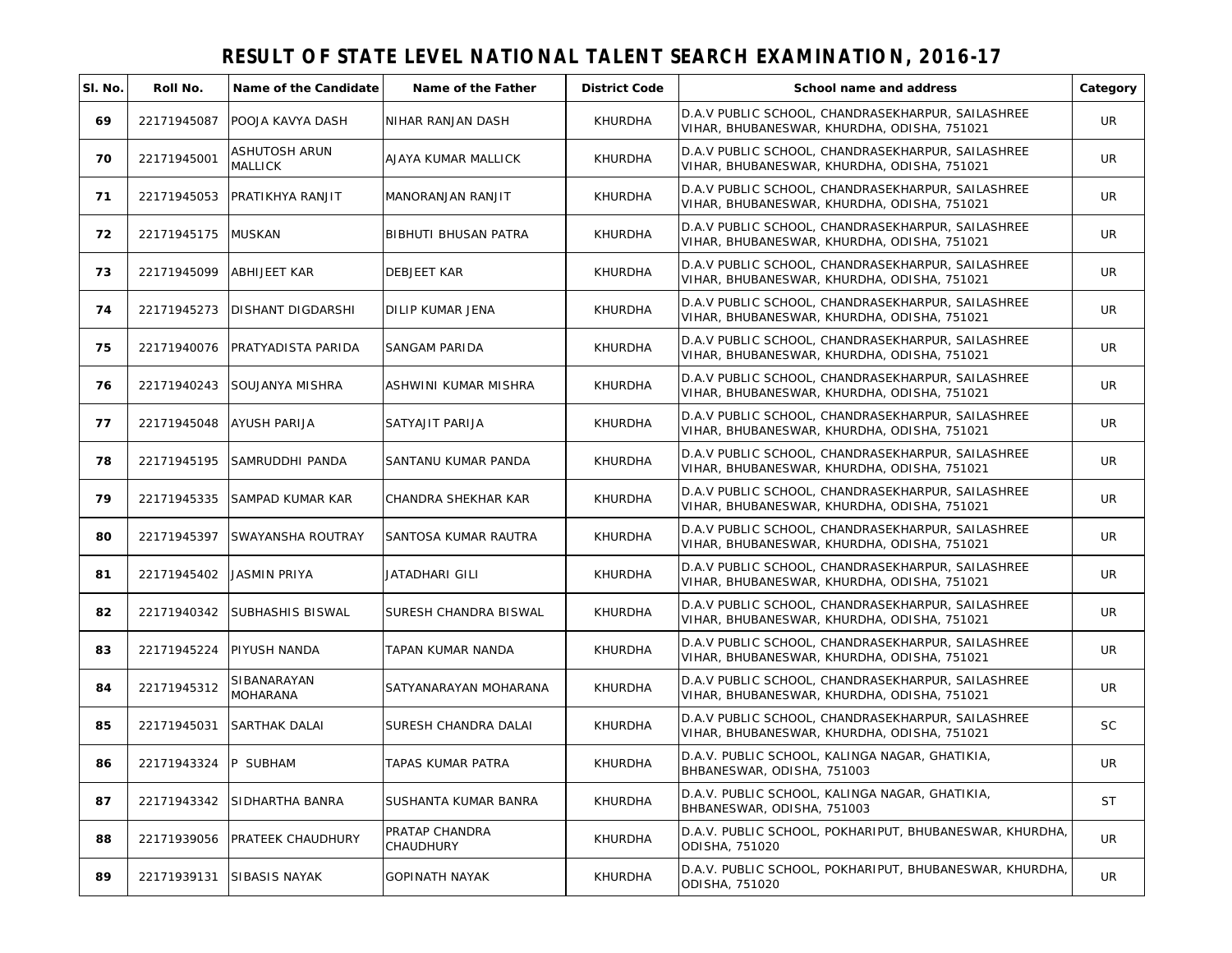# RESULT OF STATE LEVEL NATIONAL TALENT SEARCH EXAMINATION, 2016-17

| Sl. No. | Roll No. | Name of the Candidate | Name of the Father | District Code | School name and address | Category |
|---|---|---|---|---|---|---|
| 69 | 22171945087 | POOJA KAVYA DASH | NIHAR RANJAN DASH | KHURDHA | D.A.V PUBLIC SCHOOL, CHANDRASEKHARPUR, SAILASHREE VIHAR, BHUBANESWAR, KHURDHA, ODISHA, 751021 | UR |
| 70 | 22171945001 | ASHUTOSH ARUN MALLICK | AJAYA KUMAR MALLICK | KHURDHA | D.A.V PUBLIC SCHOOL, CHANDRASEKHARPUR, SAILASHREE VIHAR, BHUBANESWAR, KHURDHA, ODISHA, 751021 | UR |
| 71 | 22171945053 | PRATIKHYA RANJIT | MANORANJAN RANJIT | KHURDHA | D.A.V PUBLIC SCHOOL, CHANDRASEKHARPUR, SAILASHREE VIHAR, BHUBANESWAR, KHURDHA, ODISHA, 751021 | UR |
| 72 | 22171945175 | MUSKAN | BIBHUTI BHUSAN PATRA | KHURDHA | D.A.V PUBLIC SCHOOL, CHANDRASEKHARPUR, SAILASHREE VIHAR, BHUBANESWAR, KHURDHA, ODISHA, 751021 | UR |
| 73 | 22171945099 | ABHIJEET KAR | DEBJEET KAR | KHURDHA | D.A.V PUBLIC SCHOOL, CHANDRASEKHARPUR, SAILASHREE VIHAR, BHUBANESWAR, KHURDHA, ODISHA, 751021 | UR |
| 74 | 22171945273 | DISHANT DIGDARSHI | DILIP KUMAR JENA | KHURDHA | D.A.V PUBLIC SCHOOL, CHANDRASEKHARPUR, SAILASHREE VIHAR, BHUBANESWAR, KHURDHA, ODISHA, 751021 | UR |
| 75 | 22171940076 | PRATYADISTA PARIDA | SANGAM PARIDA | KHURDHA | D.A.V PUBLIC SCHOOL, CHANDRASEKHARPUR, SAILASHREE VIHAR, BHUBANESWAR, KHURDHA, ODISHA, 751021 | UR |
| 76 | 22171940243 | SOUJANYA MISHRA | ASHWINI KUMAR MISHRA | KHURDHA | D.A.V PUBLIC SCHOOL, CHANDRASEKHARPUR, SAILASHREE VIHAR, BHUBANESWAR, KHURDHA, ODISHA, 751021 | UR |
| 77 | 22171945048 | AYUSH PARIJA | SATYAJIT PARIJA | KHURDHA | D.A.V PUBLIC SCHOOL, CHANDRASEKHARPUR, SAILASHREE VIHAR, BHUBANESWAR, KHURDHA, ODISHA, 751021 | UR |
| 78 | 22171945195 | SAMRUDDHI PANDA | SANTANU KUMAR PANDA | KHURDHA | D.A.V PUBLIC SCHOOL, CHANDRASEKHARPUR, SAILASHREE VIHAR, BHUBANESWAR, KHURDHA, ODISHA, 751021 | UR |
| 79 | 22171945335 | SAMPAD KUMAR KAR | CHANDRA SHEKHAR KAR | KHURDHA | D.A.V PUBLIC SCHOOL, CHANDRASEKHARPUR, SAILASHREE VIHAR, BHUBANESWAR, KHURDHA, ODISHA, 751021 | UR |
| 80 | 22171945397 | SWAYANSHA ROUTRAY | SANTOSA KUMAR RAUTRA | KHURDHA | D.A.V PUBLIC SCHOOL, CHANDRASEKHARPUR, SAILASHREE VIHAR, BHUBANESWAR, KHURDHA, ODISHA, 751021 | UR |
| 81 | 22171945402 | JASMIN PRIYA | JATADHARI GILI | KHURDHA | D.A.V PUBLIC SCHOOL, CHANDRASEKHARPUR, SAILASHREE VIHAR, BHUBANESWAR, KHURDHA, ODISHA, 751021 | UR |
| 82 | 22171940342 | SUBHASHIS BISWAL | SURESH CHANDRA BISWAL | KHURDHA | D.A.V PUBLIC SCHOOL, CHANDRASEKHARPUR, SAILASHREE VIHAR, BHUBANESWAR, KHURDHA, ODISHA, 751021 | UR |
| 83 | 22171945224 | PIYUSH NANDA | TAPAN KUMAR NANDA | KHURDHA | D.A.V PUBLIC SCHOOL, CHANDRASEKHARPUR, SAILASHREE VIHAR, BHUBANESWAR, KHURDHA, ODISHA, 751021 | UR |
| 84 | 22171945312 | SIBANARAYAN MOHARANA | SATYANARAYAN MOHARANA | KHURDHA | D.A.V PUBLIC SCHOOL, CHANDRASEKHARPUR, SAILASHREE VIHAR, BHUBANESWAR, KHURDHA, ODISHA, 751021 | UR |
| 85 | 22171945031 | SARTHAK DALAI | SURESH CHANDRA DALAI | KHURDHA | D.A.V PUBLIC SCHOOL, CHANDRASEKHARPUR, SAILASHREE VIHAR, BHUBANESWAR, KHURDHA, ODISHA, 751021 | SC |
| 86 | 22171943324 | P SUBHAM | TAPAS KUMAR PATRA | KHURDHA | D.A.V. PUBLIC SCHOOL, KALINGA NAGAR, GHATIKIA, BHBANESWAR, ODISHA, 751003 | UR |
| 87 | 22171943342 | SIDHARTHA BANRA | SUSHANTA KUMAR BANRA | KHURDHA | D.A.V. PUBLIC SCHOOL, KALINGA NAGAR, GHATIKIA, BHBANESWAR, ODISHA, 751003 | ST |
| 88 | 22171939056 | PRATEEK CHAUDHURY | PRATAP CHANDRA CHAUDHURY | KHURDHA | D.A.V. PUBLIC SCHOOL, POKHARIPUT, BHUBANESWAR, KHURDHA, ODISHA, 751020 | UR |
| 89 | 22171939131 | SIBASIS NAYAK | GOPINATH NAYAK | KHURDHA | D.A.V. PUBLIC SCHOOL, POKHARIPUT, BHUBANESWAR, KHURDHA, ODISHA, 751020 | UR |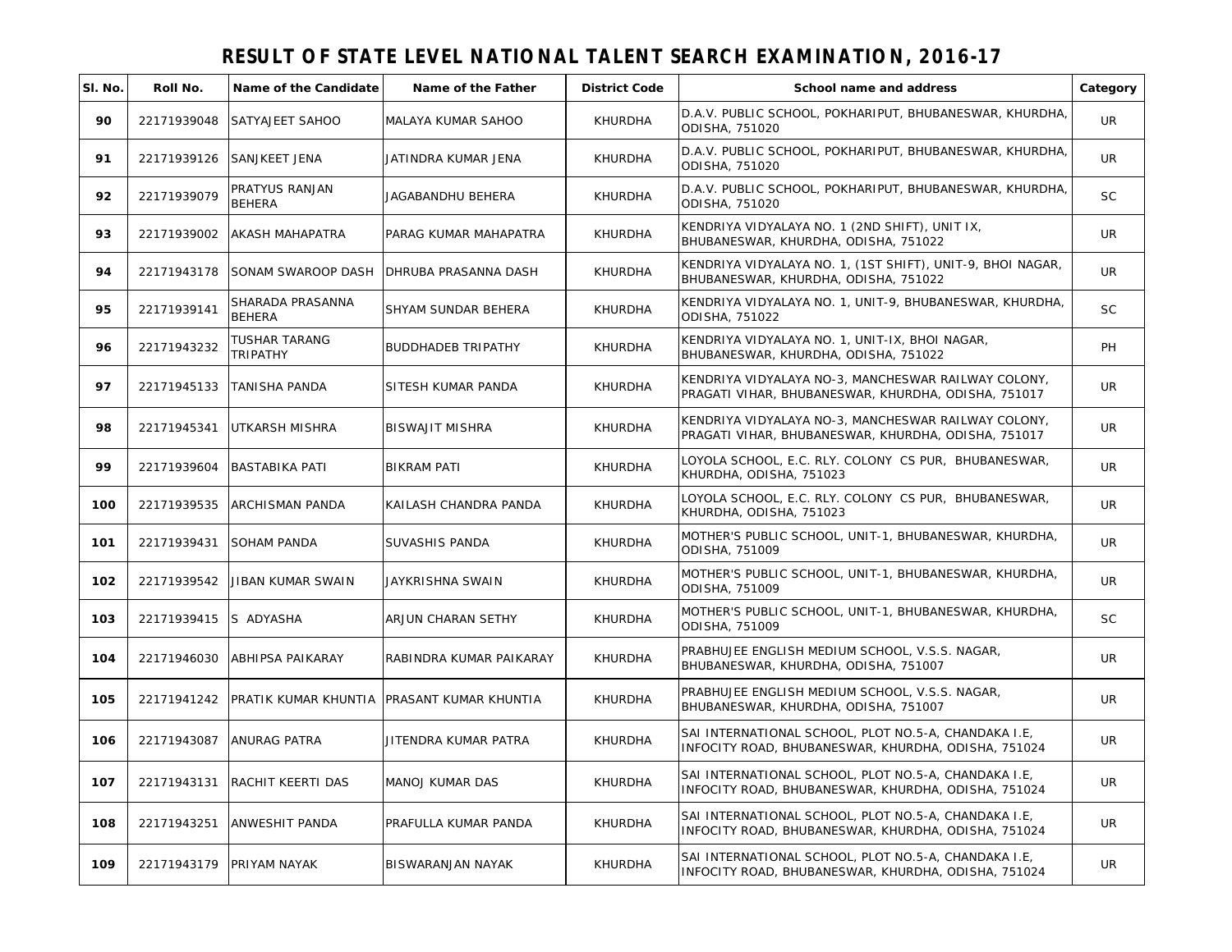# RESULT OF STATE LEVEL NATIONAL TALENT SEARCH EXAMINATION, 2016-17

| Sl. No. | Roll No. | Name of the Candidate | Name of the Father | District Code | School name and address | Category |
|---|---|---|---|---|---|---|
| 90 | 22171939048 | SATYAJEET SAHOO | MALAYA KUMAR SAHOO | KHURDHA | D.A.V. PUBLIC SCHOOL, POKHARIPUT, BHUBANESWAR, KHURDHA, ODISHA, 751020 | UR |
| 91 | 22171939126 | SANJKEET JENA | JATINDRA KUMAR JENA | KHURDHA | D.A.V. PUBLIC SCHOOL, POKHARIPUT, BHUBANESWAR, KHURDHA, ODISHA, 751020 | UR |
| 92 | 22171939079 | PRATYUS RANJAN BEHERA | JAGABANDHU BEHERA | KHURDHA | D.A.V. PUBLIC SCHOOL, POKHARIPUT, BHUBANESWAR, KHURDHA, ODISHA, 751020 | SC |
| 93 | 22171939002 | AKASH MAHAPATRA | PARAG KUMAR MAHAPATRA | KHURDHA | KENDRIYA VIDYALAYA NO. 1 (2ND SHIFT), UNIT IX, BHUBANESWAR, KHURDHA, ODISHA, 751022 | UR |
| 94 | 22171943178 | SONAM SWAROOP DASH | DHRUBA PRASANNA DASH | KHURDHA | KENDRIYA VIDYALAYA NO. 1, (1ST SHIFT), UNIT-9, BHOI NAGAR, BHUBANESWAR, KHURDHA, ODISHA, 751022 | UR |
| 95 | 22171939141 | SHARADA PRASANNA BEHERA | SHYAM SUNDAR BEHERA | KHURDHA | KENDRIYA VIDYALAYA NO. 1, UNIT-9, BHUBANESWAR, KHURDHA, ODISHA, 751022 | SC |
| 96 | 22171943232 | TUSHAR TARANG TRIPATHY | BUDDHADEB TRIPATHY | KHURDHA | KENDRIYA VIDYALAYA NO. 1, UNIT-IX, BHOI NAGAR, BHUBANESWAR, KHURDHA, ODISHA, 751022 | PH |
| 97 | 22171945133 | TANISHA PANDA | SITESH KUMAR PANDA | KHURDHA | KENDRIYA VIDYALAYA NO-3, MANCHESWAR RAILWAY COLONY, PRAGATI VIHAR, BHUBANESWAR, KHURDHA, ODISHA, 751017 | UR |
| 98 | 22171945341 | UTKARSH MISHRA | BISWAJIT MISHRA | KHURDHA | KENDRIYA VIDYALAYA NO-3, MANCHESWAR RAILWAY COLONY, PRAGATI VIHAR, BHUBANESWAR, KHURDHA, ODISHA, 751017 | UR |
| 99 | 22171939604 | BASTABIKA PATI | BIKRAM PATI | KHURDHA | LOYOLA SCHOOL, E.C. RLY. COLONY CS PUR, BHUBANESWAR, KHURDHA, ODISHA, 751023 | UR |
| 100 | 22171939535 | ARCHISMAN PANDA | KAILASH CHANDRA PANDA | KHURDHA | LOYOLA SCHOOL, E.C. RLY. COLONY CS PUR, BHUBANESWAR, KHURDHA, ODISHA, 751023 | UR |
| 101 | 22171939431 | SOHAM PANDA | SUVASHIS PANDA | KHURDHA | MOTHER'S PUBLIC SCHOOL, UNIT-1, BHUBANESWAR, KHURDHA, ODISHA, 751009 | UR |
| 102 | 22171939542 | JIBAN KUMAR SWAIN | JAYKRISHNA SWAIN | KHURDHA | MOTHER'S PUBLIC SCHOOL, UNIT-1, BHUBANESWAR, KHURDHA, ODISHA, 751009 | UR |
| 103 | 22171939415 | S ADYASHA | ARJUN CHARAN SETHY | KHURDHA | MOTHER'S PUBLIC SCHOOL, UNIT-1, BHUBANESWAR, KHURDHA, ODISHA, 751009 | SC |
| 104 | 22171946030 | ABHIPSA PAIKARAY | RABINDRA KUMAR PAIKARAY | KHURDHA | PRABHUJEE ENGLISH MEDIUM SCHOOL, V.S.S. NAGAR, BHUBANESWAR, KHURDHA, ODISHA, 751007 | UR |
| 105 | 22171941242 | PRATIK KUMAR KHUNTIA | PRASANT KUMAR KHUNTIA | KHURDHA | PRABHUJEE ENGLISH MEDIUM SCHOOL, V.S.S. NAGAR, BHUBANESWAR, KHURDHA, ODISHA, 751007 | UR |
| 106 | 22171943087 | ANURAG PATRA | JITENDRA KUMAR PATRA | KHURDHA | SAI INTERNATIONAL SCHOOL, PLOT NO.5-A, CHANDAKA I.E, INFOCITY ROAD, BHUBANESWAR, KHURDHA, ODISHA, 751024 | UR |
| 107 | 22171943131 | RACHIT KEERTI DAS | MANOJ KUMAR DAS | KHURDHA | SAI INTERNATIONAL SCHOOL, PLOT NO.5-A, CHANDAKA I.E, INFOCITY ROAD, BHUBANESWAR, KHURDHA, ODISHA, 751024 | UR |
| 108 | 22171943251 | ANWESHIT PANDA | PRAFULLA KUMAR PANDA | KHURDHA | SAI INTERNATIONAL SCHOOL, PLOT NO.5-A, CHANDAKA I.E, INFOCITY ROAD, BHUBANESWAR, KHURDHA, ODISHA, 751024 | UR |
| 109 | 22171943179 | PRIYAM NAYAK | BISWARANJAN NAYAK | KHURDHA | SAI INTERNATIONAL SCHOOL, PLOT NO.5-A, CHANDAKA I.E, INFOCITY ROAD, BHUBANESWAR, KHURDHA, ODISHA, 751024 | UR |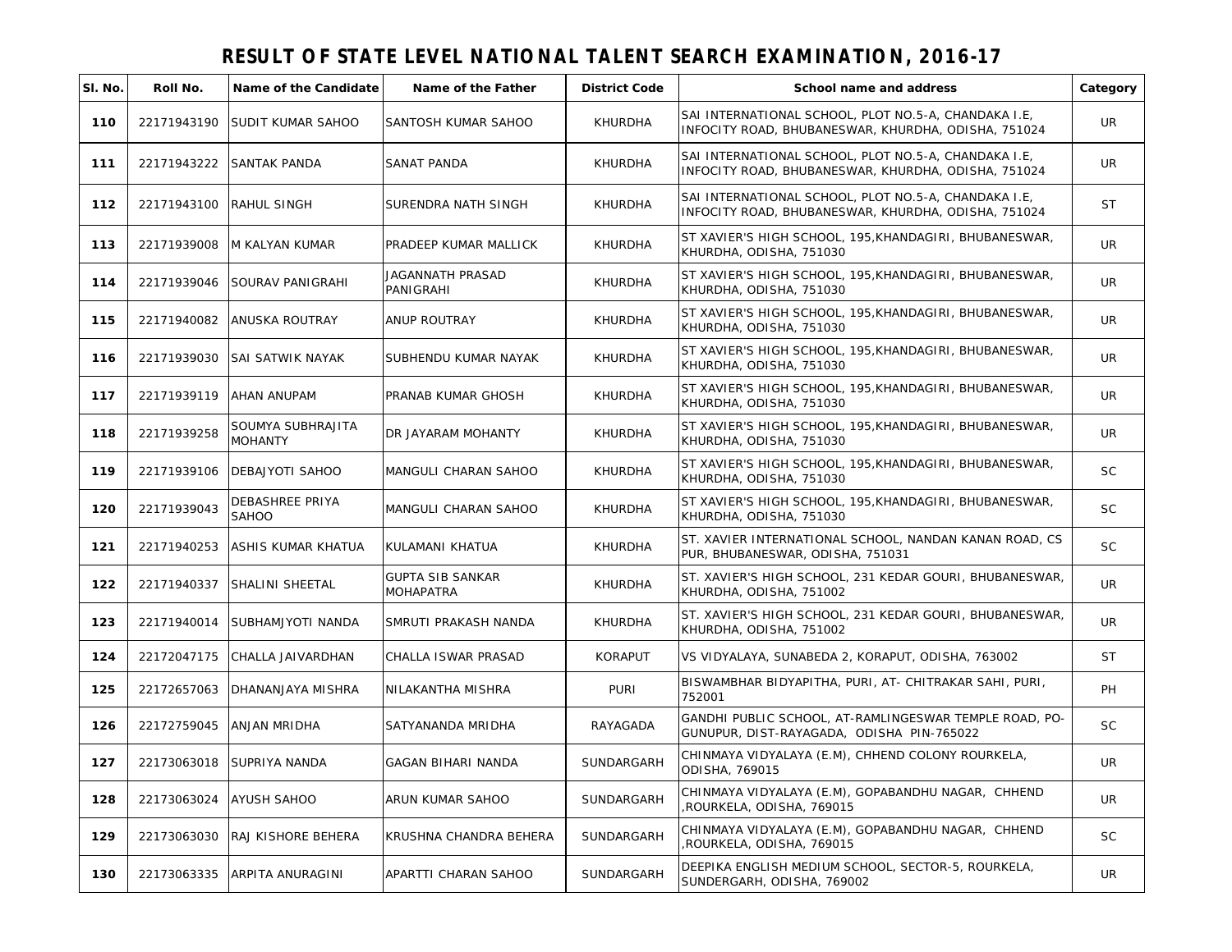# RESULT OF STATE LEVEL NATIONAL TALENT SEARCH EXAMINATION, 2016-17

| Sl. No. | Roll No. | Name of the Candidate | Name of the Father | District Code | School name and address | Category |
|---|---|---|---|---|---|---|
| 110 | 22171943190 | SUDIT KUMAR SAHOO | SANTOSH KUMAR SAHOO | KHURDHA | SAI INTERNATIONAL SCHOOL, PLOT NO.5-A, CHANDAKA I.E, INFOCITY ROAD, BHUBANESWAR, KHURDHA, ODISHA, 751024 | UR |
| 111 | 22171943222 | SANTAK PANDA | SANAT PANDA | KHURDHA | SAI INTERNATIONAL SCHOOL, PLOT NO.5-A, CHANDAKA I.E, INFOCITY ROAD, BHUBANESWAR, KHURDHA, ODISHA, 751024 | UR |
| 112 | 22171943100 | RAHUL SINGH | SURENDRA NATH SINGH | KHURDHA | SAI INTERNATIONAL SCHOOL, PLOT NO.5-A, CHANDAKA I.E, INFOCITY ROAD, BHUBANESWAR, KHURDHA, ODISHA, 751024 | ST |
| 113 | 22171939008 | M KALYAN KUMAR | PRADEEP KUMAR MALLICK | KHURDHA | ST XAVIER'S HIGH SCHOOL, 195,KHANDAGIRI, BHUBANESWAR, KHURDHA, ODISHA, 751030 | UR |
| 114 | 22171939046 | SOURAV PANIGRAHI | JAGANNATH PRASAD PANIGRAHI | KHURDHA | ST XAVIER'S HIGH SCHOOL, 195,KHANDAGIRI, BHUBANESWAR, KHURDHA, ODISHA, 751030 | UR |
| 115 | 22171940082 | ANUSKA ROUTRAY | ANUP ROUTRAY | KHURDHA | ST XAVIER'S HIGH SCHOOL, 195,KHANDAGIRI, BHUBANESWAR, KHURDHA, ODISHA, 751030 | UR |
| 116 | 22171939030 | SAI SATWIK NAYAK | SUBHENDU KUMAR NAYAK | KHURDHA | ST XAVIER'S HIGH SCHOOL, 195,KHANDAGIRI, BHUBANESWAR, KHURDHA, ODISHA, 751030 | UR |
| 117 | 22171939119 | AHAN ANUPAM | PRANAB KUMAR GHOSH | KHURDHA | ST XAVIER'S HIGH SCHOOL, 195,KHANDAGIRI, BHUBANESWAR, KHURDHA, ODISHA, 751030 | UR |
| 118 | 22171939258 | SOUMYA SUBHRAJITA MOHANTY | DR JAYARAM MOHANTY | KHURDHA | ST XAVIER'S HIGH SCHOOL, 195,KHANDAGIRI, BHUBANESWAR, KHURDHA, ODISHA, 751030 | UR |
| 119 | 22171939106 | DEBAJYOTI SAHOO | MANGULI CHARAN SAHOO | KHURDHA | ST XAVIER'S HIGH SCHOOL, 195,KHANDAGIRI, BHUBANESWAR, KHURDHA, ODISHA, 751030 | SC |
| 120 | 22171939043 | DEBASHREE PRIYA SAHOO | MANGULI CHARAN SAHOO | KHURDHA | ST XAVIER'S HIGH SCHOOL, 195,KHANDAGIRI, BHUBANESWAR, KHURDHA, ODISHA, 751030 | SC |
| 121 | 22171940253 | ASHIS KUMAR KHATUA | KULAMANI KHATUA | KHURDHA | ST. XAVIER INTERNATIONAL SCHOOL, NANDAN KANAN ROAD, CS PUR, BHUBANESWAR, ODISHA, 751031 | SC |
| 122 | 22171940337 | SHALINI SHEETAL | GUPTA SIB SANKAR MOHAPATRA | KHURDHA | ST. XAVIER'S HIGH SCHOOL, 231 KEDAR GOURI, BHUBANESWAR, KHURDHA, ODISHA, 751002 | UR |
| 123 | 22171940014 | SUBHAMJYOTI NANDA | SMRUTI PRAKASH NANDA | KHURDHA | ST. XAVIER'S HIGH SCHOOL, 231 KEDAR GOURI, BHUBANESWAR, KHURDHA, ODISHA, 751002 | UR |
| 124 | 22172047175 | CHALLA JAIVARDHAN | CHALLA ISWAR PRASAD | KORAPUT | VS VIDYALAYA, SUNABEDA 2, KORAPUT, ODISHA, 763002 | ST |
| 125 | 22172657063 | DHANANJAYA MISHRA | NILAKANTHA MISHRA | PURI | BISWAMBHAR BIDYAPITHA, PURI, AT- CHITRAKAR SAHI, PURI, 752001 | PH |
| 126 | 22172759045 | ANJAN MRIDHA | SATYANANDA MRIDHA | RAYAGADA | GANDHI PUBLIC SCHOOL, AT-RAMLINGESWAR TEMPLE ROAD, PO-GUNUPUR, DIST-RAYAGADA, ODISHA PIN-765022 | SC |
| 127 | 22173063018 | SUPRIYA NANDA | GAGAN BIHARI NANDA | SUNDARGARH | CHINMAYA VIDYALAYA (E.M), CHHEND COLONY ROURKELA, ODISHA, 769015 | UR |
| 128 | 22173063024 | AYUSH SAHOO | ARUN KUMAR SAHOO | SUNDARGARH | CHINMAYA VIDYALAYA (E.M), GOPABANDHU NAGAR, CHHEND ,ROURKELA, ODISHA, 769015 | UR |
| 129 | 22173063030 | RAJ KISHORE BEHERA | KRUSHNA CHANDRA BEHERA | SUNDARGARH | CHINMAYA VIDYALAYA (E.M), GOPABANDHU NAGAR, CHHEND ,ROURKELA, ODISHA, 769015 | SC |
| 130 | 22173063335 | ARPITA ANURAGINI | APARTTI CHARAN SAHOO | SUNDARGARH | DEEPIKA ENGLISH MEDIUM SCHOOL, SECTOR-5, ROURKELA, SUNDERGARH, ODISHA, 769002 | UR |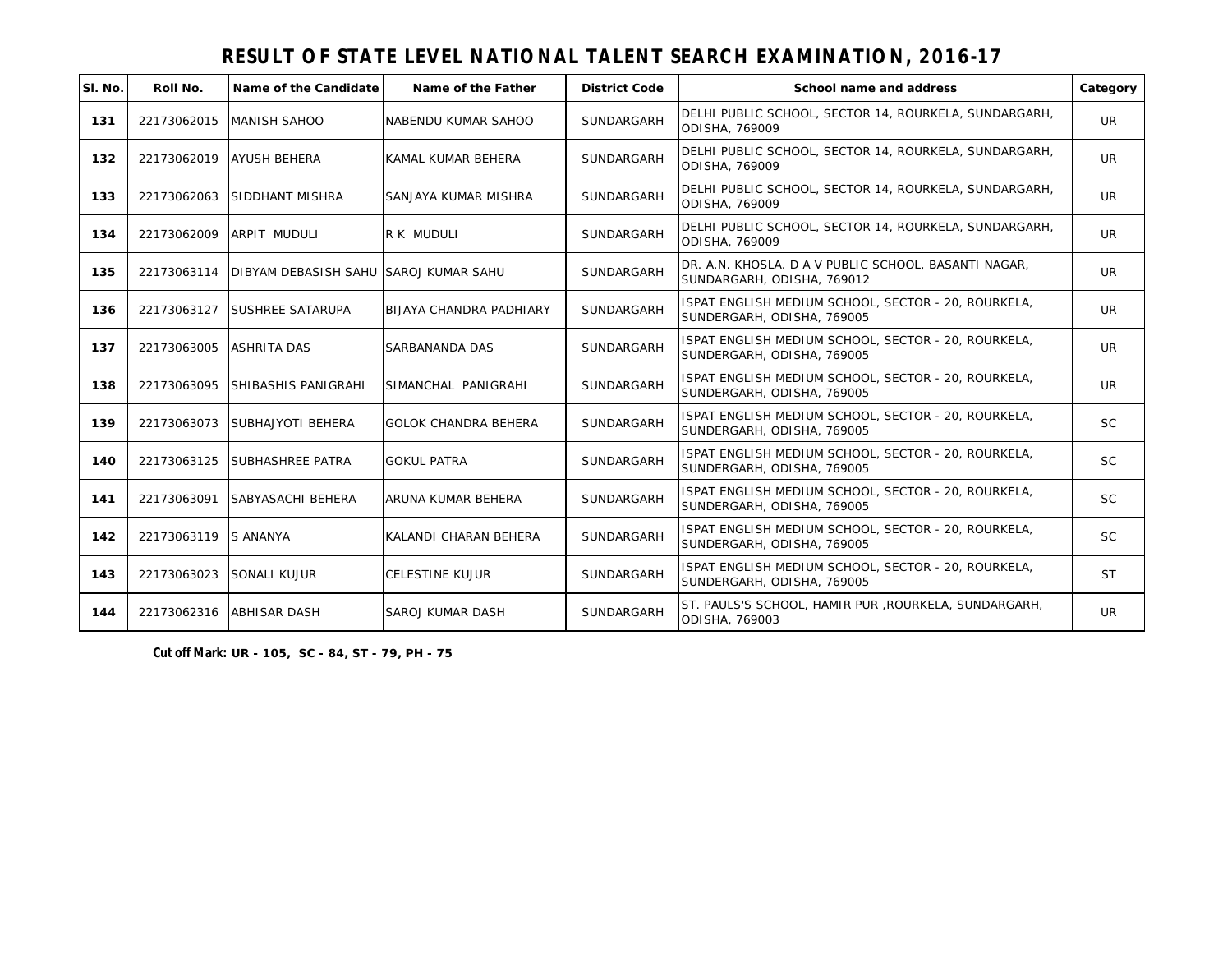# RESULT OF STATE LEVEL NATIONAL TALENT SEARCH EXAMINATION, 2016-17

| Sl. No. | Roll No. | Name of the Candidate | Name of the Father | District Code | School name and address | Category |
|---|---|---|---|---|---|---|
| 131 | 22173062015 | MANISH SAHOO | NABENDU KUMAR SAHOO | SUNDARGARH | DELHI PUBLIC SCHOOL, SECTOR 14, ROURKELA, SUNDARGARH, ODISHA, 769009 | UR |
| 132 | 22173062019 | AYUSH BEHERA | KAMAL KUMAR BEHERA | SUNDARGARH | DELHI PUBLIC SCHOOL, SECTOR 14, ROURKELA, SUNDARGARH, ODISHA, 769009 | UR |
| 133 | 22173062063 | SIDDHANT MISHRA | SANJAYA KUMAR MISHRA | SUNDARGARH | DELHI PUBLIC SCHOOL, SECTOR 14, ROURKELA, SUNDARGARH, ODISHA, 769009 | UR |
| 134 | 22173062009 | ARPIT MUDULI | R K MUDULI | SUNDARGARH | DELHI PUBLIC SCHOOL, SECTOR 14, ROURKELA, SUNDARGARH, ODISHA, 769009 | UR |
| 135 | 22173063114 | DIBYAM DEBASISH SAHU | SAROJ KUMAR SAHU | SUNDARGARH | DR. A.N. KHOSLA. D A V PUBLIC SCHOOL, BASANTI NAGAR, SUNDARGARH, ODISHA, 769012 | UR |
| 136 | 22173063127 | SUSHREE SATARUPA | BIJAYA CHANDRA PADHIARY | SUNDARGARH | ISPAT ENGLISH MEDIUM SCHOOL, SECTOR - 20, ROURKELA, SUNDERGARH, ODISHA, 769005 | UR |
| 137 | 22173063005 | ASHRITA DAS | SARBANANDA DAS | SUNDARGARH | ISPAT ENGLISH MEDIUM SCHOOL, SECTOR - 20, ROURKELA, SUNDERGARH, ODISHA, 769005 | UR |
| 138 | 22173063095 | SHIBASHIS PANIGRAHI | SIMANCHAL PANIGRAHI | SUNDARGARH | ISPAT ENGLISH MEDIUM SCHOOL, SECTOR - 20, ROURKELA, SUNDERGARH, ODISHA, 769005 | UR |
| 139 | 22173063073 | SUBHAJYOTI BEHERA | GOLOK CHANDRA BEHERA | SUNDARGARH | ISPAT ENGLISH MEDIUM SCHOOL, SECTOR - 20, ROURKELA, SUNDERGARH, ODISHA, 769005 | SC |
| 140 | 22173063125 | SUBHASHREE PATRA | GOKUL PATRA | SUNDARGARH | ISPAT ENGLISH MEDIUM SCHOOL, SECTOR - 20, ROURKELA, SUNDERGARH, ODISHA, 769005 | SC |
| 141 | 22173063091 | SABYASACHI BEHERA | ARUNA KUMAR BEHERA | SUNDARGARH | ISPAT ENGLISH MEDIUM SCHOOL, SECTOR - 20, ROURKELA, SUNDERGARH, ODISHA, 769005 | SC |
| 142 | 22173063119 | S ANANYA | KALANDI CHARAN BEHERA | SUNDARGARH | ISPAT ENGLISH MEDIUM SCHOOL, SECTOR - 20, ROURKELA, SUNDERGARH, ODISHA, 769005 | SC |
| 143 | 22173063023 | SONALI KUJUR | CELESTINE KUJUR | SUNDARGARH | ISPAT ENGLISH MEDIUM SCHOOL, SECTOR - 20, ROURKELA, SUNDERGARH, ODISHA, 769005 | ST |
| 144 | 22173062316 | ABHISAR DASH | SAROJ KUMAR DASH | SUNDARGARH | ST. PAULS'S SCHOOL, HAMIR PUR ,ROURKELA, SUNDARGARH, ODISHA, 769003 | UR |

**Cut off Mark: UR - 105, SC - 84, ST - 79, PH - 75**